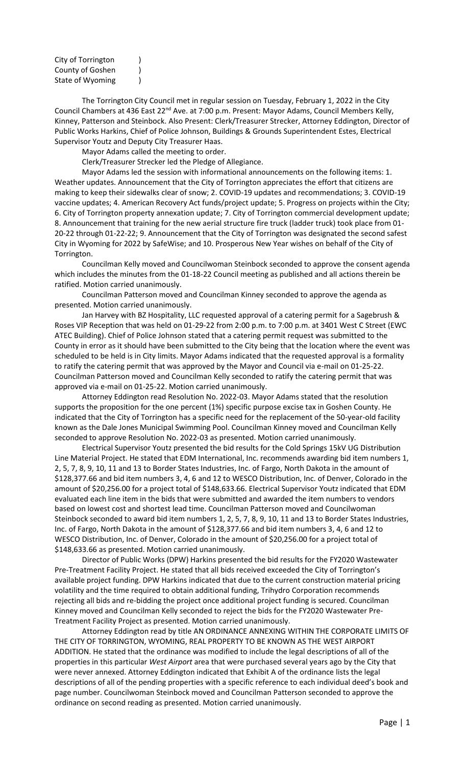City of Torrington )
County of Goshen )
State of Wyoming )

The Torrington City Council met in regular session on Tuesday, February 1, 2022 in the City Council Chambers at 436 East 22nd Ave. at 7:00 p.m. Present: Mayor Adams, Council Members Kelly, Kinney, Patterson and Steinbock. Also Present: Clerk/Treasurer Strecker, Attorney Eddington, Director of Public Works Harkins, Chief of Police Johnson, Buildings & Grounds Superintendent Estes, Electrical Supervisor Youtz and Deputy City Treasurer Haas.

Mayor Adams called the meeting to order.

Clerk/Treasurer Strecker led the Pledge of Allegiance.

Mayor Adams led the session with informational announcements on the following items: 1. Weather updates. Announcement that the City of Torrington appreciates the effort that citizens are making to keep their sidewalks clear of snow; 2. COVID-19 updates and recommendations; 3. COVID-19 vaccine updates; 4. American Recovery Act funds/project update; 5. Progress on projects within the City; 6. City of Torrington property annexation update; 7. City of Torrington commercial development update; 8. Announcement that training for the new aerial structure fire truck (ladder truck) took place from 01-20-22 through 01-22-22; 9. Announcement that the City of Torrington was designated the second safest City in Wyoming for 2022 by SafeWise; and 10. Prosperous New Year wishes on behalf of the City of Torrington.

Councilman Kelly moved and Councilwoman Steinbock seconded to approve the consent agenda which includes the minutes from the 01-18-22 Council meeting as published and all actions therein be ratified. Motion carried unanimously.

Councilman Patterson moved and Councilman Kinney seconded to approve the agenda as presented. Motion carried unanimously.

Jan Harvey with BZ Hospitality, LLC requested approval of a catering permit for a Sagebrush & Roses VIP Reception that was held on 01-29-22 from 2:00 p.m. to 7:00 p.m. at 3401 West C Street (EWC ATEC Building). Chief of Police Johnson stated that a catering permit request was submitted to the County in error as it should have been submitted to the City being that the location where the event was scheduled to be held is in City limits. Mayor Adams indicated that the requested approval is a formality to ratify the catering permit that was approved by the Mayor and Council via e-mail on 01-25-22. Councilman Patterson moved and Councilman Kelly seconded to ratify the catering permit that was approved via e-mail on 01-25-22. Motion carried unanimously.

Attorney Eddington read Resolution No. 2022-03. Mayor Adams stated that the resolution supports the proposition for the one percent (1%) specific purpose excise tax in Goshen County. He indicated that the City of Torrington has a specific need for the replacement of the 50-year-old facility known as the Dale Jones Municipal Swimming Pool. Councilman Kinney moved and Councilman Kelly seconded to approve Resolution No. 2022-03 as presented. Motion carried unanimously.

Electrical Supervisor Youtz presented the bid results for the Cold Springs 15kV UG Distribution Line Material Project. He stated that EDM International, Inc. recommends awarding bid item numbers 1, 2, 5, 7, 8, 9, 10, 11 and 13 to Border States Industries, Inc. of Fargo, North Dakota in the amount of $128,377.66 and bid item numbers 3, 4, 6 and 12 to WESCO Distribution, Inc. of Denver, Colorado in the amount of $20,256.00 for a project total of $148,633.66. Electrical Supervisor Youtz indicated that EDM evaluated each line item in the bids that were submitted and awarded the item numbers to vendors based on lowest cost and shortest lead time. Councilman Patterson moved and Councilwoman Steinbock seconded to award bid item numbers 1, 2, 5, 7, 8, 9, 10, 11 and 13 to Border States Industries, Inc. of Fargo, North Dakota in the amount of $128,377.66 and bid item numbers 3, 4, 6 and 12 to WESCO Distribution, Inc. of Denver, Colorado in the amount of $20,256.00 for a project total of $148,633.66 as presented. Motion carried unanimously.

Director of Public Works (DPW) Harkins presented the bid results for the FY2020 Wastewater Pre-Treatment Facility Project. He stated that all bids received exceeded the City of Torrington's available project funding. DPW Harkins indicated that due to the current construction material pricing volatility and the time required to obtain additional funding, Trihydro Corporation recommends rejecting all bids and re-bidding the project once additional project funding is secured. Councilman Kinney moved and Councilman Kelly seconded to reject the bids for the FY2020 Wastewater Pre-Treatment Facility Project as presented. Motion carried unanimously.

Attorney Eddington read by title AN ORDINANCE ANNEXING WITHIN THE CORPORATE LIMITS OF THE CITY OF TORRINGTON, WYOMING, REAL PROPERTY TO BE KNOWN AS THE WEST AIRPORT ADDITION. He stated that the ordinance was modified to include the legal descriptions of all of the properties in this particular *West Airport* area that were purchased several years ago by the City that were never annexed. Attorney Eddington indicated that Exhibit A of the ordinance lists the legal descriptions of all of the pending properties with a specific reference to each individual deed's book and page number. Councilwoman Steinbock moved and Councilman Patterson seconded to approve the ordinance on second reading as presented. Motion carried unanimously.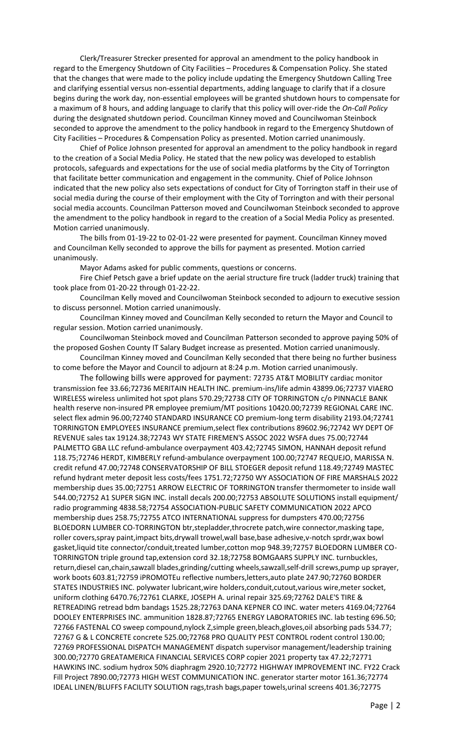Clerk/Treasurer Strecker presented for approval an amendment to the policy handbook in regard to the Emergency Shutdown of City Facilities – Procedures & Compensation Policy. She stated that the changes that were made to the policy include updating the Emergency Shutdown Calling Tree and clarifying essential versus non-essential departments, adding language to clarify that if a closure begins during the work day, non-essential employees will be granted shutdown hours to compensate for a maximum of 8 hours, and adding language to clarify that this policy will over-ride the *On-Call Policy* during the designated shutdown period. Councilman Kinney moved and Councilwoman Steinbock seconded to approve the amendment to the policy handbook in regard to the Emergency Shutdown of City Facilities – Procedures & Compensation Policy as presented. Motion carried unanimously.

Chief of Police Johnson presented for approval an amendment to the policy handbook in regard to the creation of a Social Media Policy. He stated that the new policy was developed to establish protocols, safeguards and expectations for the use of social media platforms by the City of Torrington that facilitate better communication and engagement in the community. Chief of Police Johnson indicated that the new policy also sets expectations of conduct for City of Torrington staff in their use of social media during the course of their employment with the City of Torrington and with their personal social media accounts. Councilman Patterson moved and Councilwoman Steinbock seconded to approve the amendment to the policy handbook in regard to the creation of a Social Media Policy as presented. Motion carried unanimously.

The bills from 01-19-22 to 02-01-22 were presented for payment. Councilman Kinney moved and Councilman Kelly seconded to approve the bills for payment as presented. Motion carried unanimously.

Mayor Adams asked for public comments, questions or concerns.

Fire Chief Petsch gave a brief update on the aerial structure fire truck (ladder truck) training that took place from 01-20-22 through 01-22-22.

Councilman Kelly moved and Councilwoman Steinbock seconded to adjourn to executive session to discuss personnel. Motion carried unanimously.

Councilman Kinney moved and Councilman Kelly seconded to return the Mayor and Council to regular session. Motion carried unanimously.

Councilwoman Steinbock moved and Councilman Patterson seconded to approve paying 50% of the proposed Goshen County IT Salary Budget increase as presented. Motion carried unanimously.

Councilman Kinney moved and Councilman Kelly seconded that there being no further business to come before the Mayor and Council to adjourn at 8:24 p.m. Motion carried unanimously.

The following bills were approved for payment: 72735 AT&T MOBILITY cardiac monitor transmission fee 33.66;72736 MERITAIN HEALTH INC. premium-ins/life admin 43899.06;72737 VIAERO WIRELESS wireless unlimited hot spot plans 570.29;72738 CITY OF TORRINGTON c/o PINNACLE BANK health reserve non-insured PR employee premium/MT positions 10420.00;72739 REGIONAL CARE INC. select flex admin 96.00;72740 STANDARD INSURANCE CO premium-long term disability 2193.04;72741 TORRINGTON EMPLOYEES INSURANCE premium,select flex contributions 89602.96;72742 WY DEPT OF REVENUE sales tax 19124.38;72743 WY STATE FIREMEN'S ASSOC 2022 WSFA dues 75.00;72744 PALMETTO GBA LLC refund-ambulance overpayment 403.42;72745 SIMON, HANNAH deposit refund 118.75;72746 HERDT, KIMBERLY refund-ambulance overpayment 100.00;72747 REQUEJO, MARISSA N. credit refund 47.00;72748 CONSERVATORSHIP OF BILL STOEGER deposit refund 118.49;72749 MASTEC refund hydrant meter deposit less costs/fees 1751.72;72750 WY ASSOCIATION OF FIRE MARSHALS 2022 membership dues 35.00;72751 ARROW ELECTRIC OF TORRINGTON transfer thermometer to inside wall 544.00;72752 A1 SUPER SIGN INC. install decals 200.00;72753 ABSOLUTE SOLUTIONS install equipment/ radio programming 4838.58;72754 ASSOCIATION-PUBLIC SAFETY COMMUNICATION 2022 APCO membership dues 258.75;72755 ATCO INTERNATIONAL suppress for dumpsters 470.00;72756 BLOEDORN LUMBER CO-TORRINGTON btr,stepladder,throcrete patch,wire connector,masking tape, roller covers,spray paint,impact bits,drywall trowel,wall base,base adhesive,v-notch sprdr,wax bowl gasket,liquid tite connector/conduit,treated lumber,cotton mop 948.39;72757 BLOEDORN LUMBER CO-TORRINGTON triple ground tap,extension cord 32.18;72758 BOMGAARS SUPPLY INC. turnbuckles, return,diesel can,chain,sawzall blades,grinding/cutting wheels,sawzall,self-drill screws,pump up sprayer, work boots 603.81;72759 iPROMOTEu reflective numbers,letters,auto plate 247.90;72760 BORDER STATES INDUSTRIES INC. polywater lubricant,wire holders,conduit,cutout,various wire,meter socket, uniform clothing 6470.76;72761 CLARKE, JOSEPH A. urinal repair 325.69;72762 DALE'S TIRE & RETREADING retread bdm bandags 1525.28;72763 DANA KEPNER CO INC. water meters 4169.04;72764 DOOLEY ENTERPRISES INC. ammunition 1828.87;72765 ENERGY LABORATORIES INC. lab testing 696.50; 72766 FASTENAL CO sweep compound,nylock Z,simple green,bleach,gloves,oil absorbing pads 534.77; 72767 G & L CONCRETE concrete 525.00;72768 PRO QUALITY PEST CONTROL rodent control 130.00; 72769 PROFESSIONAL DISPATCH MANAGEMENT dispatch supervisor management/leadership training 300.00;72770 GREATAMERICA FINANCIAL SERVICES CORP copier 2021 property tax 47.22;72771 HAWKINS INC. sodium hydrox 50% diaphragm 2920.10;72772 HIGHWAY IMPROVEMENT INC. FY22 Crack Fill Project 7890.00;72773 HIGH WEST COMMUNICATION INC. generator starter motor 161.36;72774 IDEAL LINEN/BLUFFS FACILITY SOLUTION rags,trash bags,paper towels,urinal screens 401.36;72775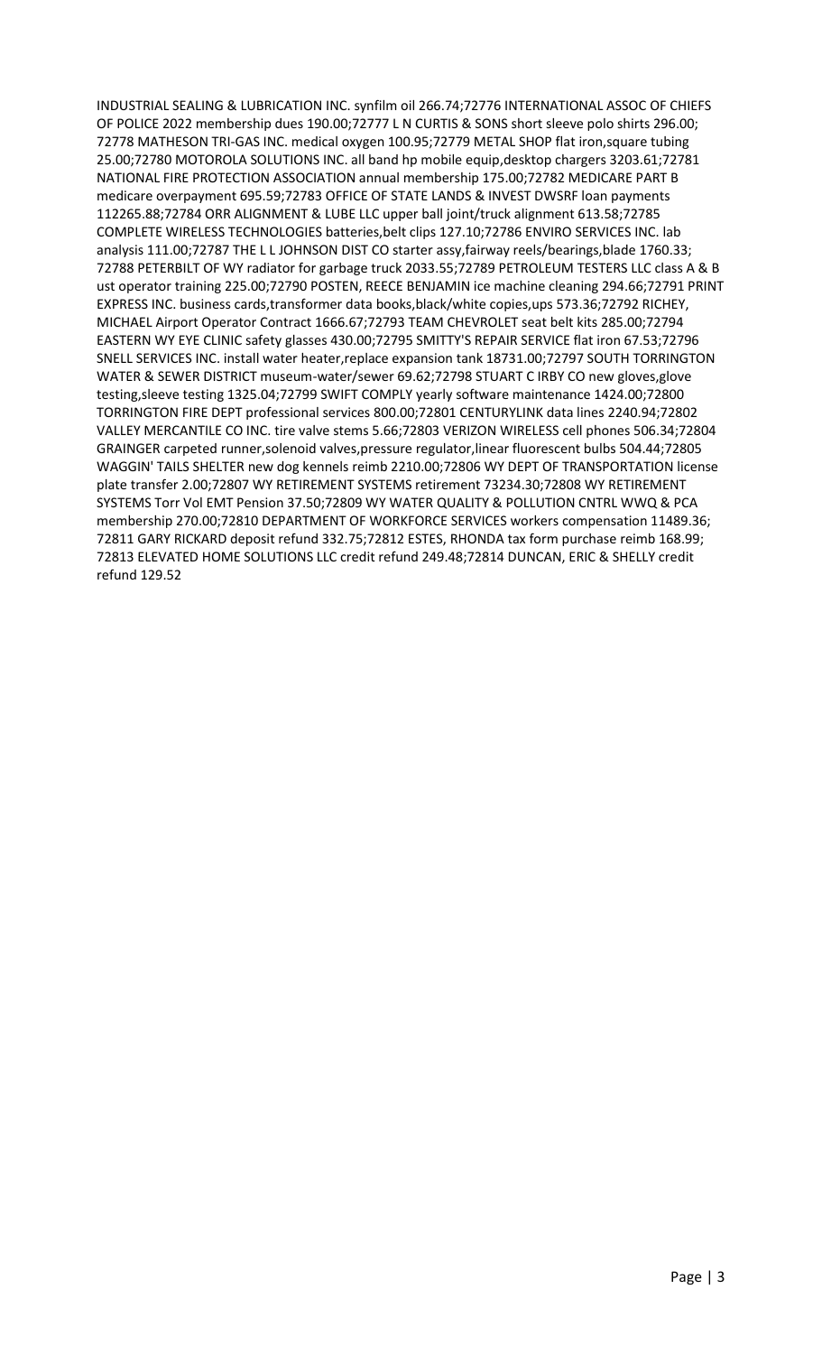INDUSTRIAL SEALING & LUBRICATION INC. synfilm oil 266.74;72776 INTERNATIONAL ASSOC OF CHIEFS OF POLICE 2022 membership dues 190.00;72777 L N CURTIS & SONS short sleeve polo shirts 296.00; 72778 MATHESON TRI-GAS INC. medical oxygen 100.95;72779 METAL SHOP flat iron,square tubing 25.00;72780 MOTOROLA SOLUTIONS INC. all band hp mobile equip,desktop chargers 3203.61;72781 NATIONAL FIRE PROTECTION ASSOCIATION annual membership 175.00;72782 MEDICARE PART B medicare overpayment 695.59;72783 OFFICE OF STATE LANDS & INVEST DWSRF loan payments 112265.88;72784 ORR ALIGNMENT & LUBE LLC upper ball joint/truck alignment 613.58;72785 COMPLETE WIRELESS TECHNOLOGIES batteries,belt clips 127.10;72786 ENVIRO SERVICES INC. lab analysis 111.00;72787 THE L L JOHNSON DIST CO starter assy,fairway reels/bearings,blade 1760.33; 72788 PETERBILT OF WY radiator for garbage truck 2033.55;72789 PETROLEUM TESTERS LLC class A & B ust operator training 225.00;72790 POSTEN, REECE BENJAMIN ice machine cleaning 294.66;72791 PRINT EXPRESS INC. business cards,transformer data books,black/white copies,ups 573.36;72792 RICHEY, MICHAEL Airport Operator Contract 1666.67;72793 TEAM CHEVROLET seat belt kits 285.00;72794 EASTERN WY EYE CLINIC safety glasses 430.00;72795 SMITTY'S REPAIR SERVICE flat iron 67.53;72796 SNELL SERVICES INC. install water heater,replace expansion tank 18731.00;72797 SOUTH TORRINGTON WATER & SEWER DISTRICT museum-water/sewer 69.62;72798 STUART C IRBY CO new gloves,glove testing,sleeve testing 1325.04;72799 SWIFT COMPLY yearly software maintenance 1424.00;72800 TORRINGTON FIRE DEPT professional services 800.00;72801 CENTURYLINK data lines 2240.94;72802 VALLEY MERCANTILE CO INC. tire valve stems 5.66;72803 VERIZON WIRELESS cell phones 506.34;72804 GRAINGER carpeted runner,solenoid valves,pressure regulator,linear fluorescent bulbs 504.44;72805 WAGGIN' TAILS SHELTER new dog kennels reimb 2210.00;72806 WY DEPT OF TRANSPORTATION license plate transfer 2.00;72807 WY RETIREMENT SYSTEMS retirement 73234.30;72808 WY RETIREMENT SYSTEMS Torr Vol EMT Pension 37.50;72809 WY WATER QUALITY & POLLUTION CNTRL WWQ & PCA membership 270.00;72810 DEPARTMENT OF WORKFORCE SERVICES workers compensation 11489.36; 72811 GARY RICKARD deposit refund 332.75;72812 ESTES, RHONDA tax form purchase reimb 168.99; 72813 ELEVATED HOME SOLUTIONS LLC credit refund 249.48;72814 DUNCAN, ERIC & SHELLY credit refund 129.52